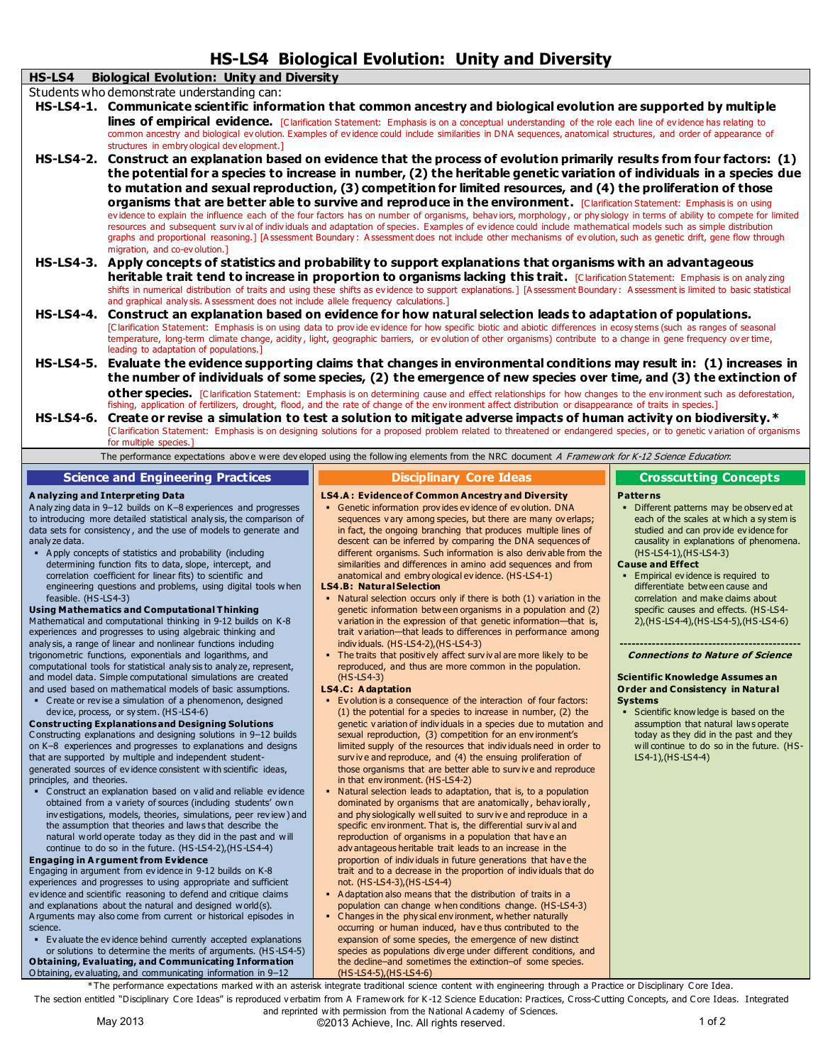# HS-LS4 Biological Evolution: Unity and Diversity

## HS-LS4 Biological Evolution: Unity and Diversity

Students who demonstrate understanding can:

**HS-LS4-1. Communicate scientific information that common ancestry and biological evolution are supported by multiple lines of empirical evidence.** [Clarification Statement: Emphasis is on a conceptual understanding of the role each line of evidence has relating to common ancestry and biological evolution. Examples of evidence could include similarities in DNA sequences, anatomical structures, and order of appearance of structures in embryological development.]

**HS-LS4-2. Construct an explanation based on evidence that the process of evolution primarily results from four factors: (1) the potential for a species to increase in number, (2) the heritable genetic variation of individuals in a species due to mutation and sexual reproduction, (3) competition for limited resources, and (4) the proliferation of those organisms that are better able to survive and reproduce in the environment.** [Clarification Statement: Emphasis is on using evidence to explain the influence each of the four factors has on number of organisms, behaviors, morphology, or physiology in terms of ability to compete for limited resources and subsequent survival of individuals and adaptation of species. Examples of evidence could include mathematical models such as simple distribution graphs and proportional reasoning.] [Assessment Boundary: Assessment does not include other mechanisms of evolution, such as genetic drift, gene flow through migration, and co-evolution.]

**HS-LS4-3. Apply concepts of statistics and probability to support explanations that organisms with an advantageous heritable trait tend to increase in proportion to organisms lacking this trait.** [Clarification Statement: Emphasis is on analyzing shifts in numerical distribution of traits and using these shifts as evidence to support explanations.] [Assessment Boundary: Assessment is limited to basic statistical and graphical analysis. Assessment does not include allele frequency calculations.]

**HS-LS4-4. Construct an explanation based on evidence for how natural selection leads to adaptation of populations.** [Clarification Statement: Emphasis is on using data to provide evidence for how specific biotic and abiotic differences in ecosystems (such as ranges of seasonal temperature, long-term climate change, acidity, light, geographic barriers, or evolution of other organisms) contribute to a change in gene frequency over time, leading to adaptation of populations.]

**HS-LS4-5. Evaluate the evidence supporting claims that changes in environmental conditions may result in: (1) increases in the number of individuals of some species, (2) the emergence of new species over time, and (3) the extinction of other species.** [Clarification Statement: Emphasis is on determining cause and effect relationships for how changes to the environment such as deforestation, fishing, application of fertilizers, drought, flood, and the rate of change of the environment affect distribution or disappearance of traits in species.]

**HS-LS4-6. Create or revise a simulation to test a solution to mitigate adverse impacts of human activity on biodiversity.*** [Clarification Statement: Emphasis is on designing solutions for a proposed problem related to threatened or endangered species, or to genetic variation of organisms for multiple species.]

The performance expectations above were developed using the following elements from the NRC document *A Framework for K-12 Science Education*:

### Science and Engineering Practices

**Analyzing and Interpreting Data**

Analyzing data in 9–12 builds on K–8 experiences and progresses to introducing more detailed statistical analysis, the comparison of data sets for consistency, and the use of models to generate and analyze data.

- Apply concepts of statistics and probability (including determining function fits to data, slope, intercept, and correlation coefficient for linear fits) to scientific and engineering questions and problems, using digital tools when feasible. (HS-LS4-3)

**Using Mathematics and Computational Thinking**

Mathematical and computational thinking in 9-12 builds on K-8 experiences and progresses to using algebraic thinking and analysis, a range of linear and nonlinear functions including trigonometric functions, exponentials and logarithms, and computational tools for statistical analysis to analyze, represent, and model data. Simple computational simulations are created and used based on mathematical models of basic assumptions.

- Create or revise a simulation of a phenomenon, designed device, process, or system. (HS-LS4-6)

**Constructing Explanations and Designing Solutions**

Constructing explanations and designing solutions in 9–12 builds on K–8 experiences and progresses to explanations and designs that are supported by multiple and independent student-generated sources of evidence consistent with scientific ideas, principles, and theories.

- Construct an explanation based on valid and reliable evidence obtained from a variety of sources (including students' own investigations, models, theories, simulations, peer review) and the assumption that theories and laws that describe the natural world operate today as they did in the past and will continue to do so in the future. (HS-LS4-2),(HS-LS4-4)

**Engaging in Argument from Evidence**

Engaging in argument from evidence in 9-12 builds on K-8 experiences and progresses to using appropriate and sufficient evidence and scientific reasoning to defend and critique claims and explanations about the natural and designed world(s). Arguments may also come from current or historical episodes in science.

- Evaluate the evidence behind currently accepted explanations or solutions to determine the merits of arguments. (HS-LS4-5)

**Obtaining, Evaluating, and Communicating Information**

Obtaining, evaluating, and communicating information in 9–12

### Disciplinary Core Ideas

**LS4.A: Evidence of Common Ancestry and Diversity**

- Genetic information provides evidence of evolution. DNA sequences vary among species, but there are many overlaps; in fact, the ongoing branching that produces multiple lines of descent can be inferred by comparing the DNA sequences of different organisms. Such information is also derivable from the similarities and differences in amino acid sequences and from anatomical and embryological evidence. (HS-LS4-1)

**LS4.B: Natural Selection**

- Natural selection occurs only if there is both (1) variation in the genetic information between organisms in a population and (2) variation in the expression of that genetic information—that is, trait variation—that leads to differences in performance among individuals. (HS-LS4-2),(HS-LS4-3)
- The traits that positively affect survival are more likely to be reproduced, and thus are more common in the population. (HS-LS4-3)

**LS4.C: Adaptation**

- Evolution is a consequence of the interaction of four factors: (1) the potential for a species to increase in number, (2) the genetic variation of individuals in a species due to mutation and sexual reproduction, (3) competition for an environment's limited supply of the resources that individuals need in order to survive and reproduce, and (4) the ensuing proliferation of those organisms that are better able to survive and reproduce in that environment. (HS-LS4-2)
- Natural selection leads to adaptation, that is, to a population dominated by organisms that are anatomically, behaviorally, and physiologically well suited to survive and reproduce in a specific environment. That is, the differential survival and reproduction of organisms in a population that have an advantageous heritable trait leads to an increase in the proportion of individuals in future generations that have the trait and to a decrease in the proportion of individuals that do not. (HS-LS4-3),(HS-LS4-4)
- Adaptation also means that the distribution of traits in a population can change when conditions change. (HS-LS4-3)
- Changes in the physical environment, whether naturally occurring or human induced, have thus contributed to the expansion of some species, the emergence of new distinct species as populations diverge under different conditions, and the decline–and sometimes the extinction–of some species. (HS-LS4-5),(HS-LS4-6)

### Crosscutting Concepts

**Patterns**

- Different patterns may be observed at each of the scales at which a system is studied and can provide evidence for causality in explanations of phenomena. (HS-LS4-1),(HS-LS4-3)

**Cause and Effect**

- Empirical evidence is required to differentiate between cause and correlation and make claims about specific causes and effects. (HS-LS4-2),(HS-LS4-4),(HS-LS4-5),(HS-LS4-6)

---

***Connections to Nature of Science***

**Scientific Knowledge Assumes an Order and Consistency in Natural Systems**

- Scientific knowledge is based on the assumption that natural laws operate today as they did in the past and they will continue to do so in the future. (HS-LS4-1),(HS-LS4-4)

*The performance expectations marked with an asterisk integrate traditional science content with engineering through a Practice or Disciplinary Core Idea.

The section entitled "Disciplinary Core Ideas" is reproduced verbatim from A Framework for K-12 Science Education: Practices, Cross-Cutting Concepts, and Core Ideas. Integrated and reprinted with permission from the National Academy of Sciences.

May 2013 ©2013 Achieve, Inc. All rights reserved.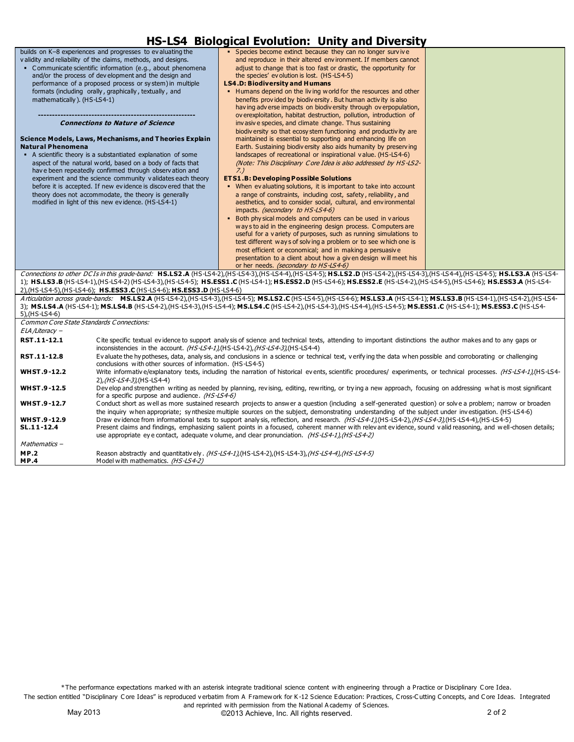# HS-LS4 Biological Evolution: Unity and Diversity

builds on K–8 experiences and progresses to evaluating the validity and reliability of the claims, methods, and designs.

- Communicate scientific information (e.g., about phenomena and/or the process of development and the design and performance of a proposed process or system) in multiple formats (including orally, graphically, textually, and mathematically). (HS-LS4-1)

---

***Connections to Nature of Science***

**Science Models, Laws, Mechanisms, and Theories Explain Natural Phenomena**

- A scientific theory is a substantiated explanation of some aspect of the natural world, based on a body of facts that have been repeatedly confirmed through observation and experiment and the science community validates each theory before it is accepted. If new evidence is discovered that the theory does not accommodate, the theory is generally modified in light of this new evidence. (HS-LS4-1)

- Species become extinct because they can no longer survive and reproduce in their altered environment. If members cannot adjust to change that is too fast or drastic, the opportunity for the species' evolution is lost. (HS-LS4-5)

**LS4.D: Biodiversity and Humans**

- Humans depend on the living world for the resources and other benefits provided by biodiversity. But human activity is also having adverse impacts on biodiversity through overpopulation, overexploitation, habitat destruction, pollution, introduction of invasive species, and climate change. Thus sustaining biodiversity so that ecosystem functioning and productivity are maintained is essential to supporting and enhancing life on Earth. Sustaining biodiversity also aids humanity by preserving landscapes of recreational or inspirational value. (HS-LS4-6) *(Note: This Disciplinary Core Idea is also addressed by HS-LS2-7.)*

**ETS1.B: Developing Possible Solutions**

- When evaluating solutions, it is important to take into account a range of constraints, including cost, safety, reliability, and aesthetics, and to consider social, cultural, and environmental impacts. *(secondary to HS-LS4-6)*
- Both physical models and computers can be used in various ways to aid in the engineering design process. Computers are useful for a variety of purposes, such as running simulations to test different ways of solving a problem or to see which one is most efficient or economical; and in making a persuasive presentation to a client about how a given design will meet his or her needs. *(secondary to HS-LS4-6)*

*Connections to other DCIs in this grade-band:* **HS.LS2.A** (HS-LS4-2),(HS-LS4-3),(HS-LS4-4),(HS-LS4-5); **HS.LS2.D** (HS-LS4-2),(HS-LS4-3),(HS-LS4-4),(HS-LS4-5); **HS.LS3.A** (HS-LS4-1); **HS.LS3.B** (HS-LS4-1),(HS-LS4-2) (HS-LS4-3),(HS-LS4-5); **HS.ESS1.C** (HS-LS4-1); **HS.ESS2.D** (HS-LS4-6); **HS.ESS2.E** (HS-LS4-2),(HS-LS4-5),(HS-LS4-6); **HS.ESS3.A** (HS-LS4-2),(HS-LS4-5),(HS-LS4-6); **HS.ESS3.C** (HS-LS4-6); **HS.ESS3.D** (HS-LS4-6)

*Articulation across grade-bands:* **MS.LS2.A** (HS-LS4-2),(HS-LS4-3),(HS-LS4-5); **MS.LS2.C** (HS-LS4-5),(HS-LS4-6); **MS.LS3.A** (HS-LS4-1); **MS.LS3.B** (HS-LS4-1),(HS-LS4-2),(HS-LS4-3); **MS.LS4.A** (HS-LS4-1); **MS.LS4.B** (HS-LS4-2),(HS-LS4-3),(HS-LS4-4); **MS.LS4.C** (HS-LS4-2),(HS-LS4-3),(HS-LS4-4),(HS-LS4-5); **MS.ESS1.C** (HS-LS4-1); **MS.ESS3.C** (HS-LS4-5),(HS-LS4-6)

*Common Core State Standards Connections:*

*ELA/Literacy –*

| | |
|---|---|
| **RST.11-12.1** | Cite specific textual evidence to support analysis of science and technical texts, attending to important distinctions the author makes and to any gaps or inconsistencies in the account. *(HS-LS4-1)*,(HS-LS4-2),*(HS-LS4-3)*,(HS-LS4-4) |
| **RST.11-12.8** | Evaluate the hypotheses, data, analysis, and conclusions in a science or technical text, verifying the data when possible and corroborating or challenging conclusions with other sources of information. (HS-LS4-5) |
| **WHST.9-12.2** | Write informative/explanatory texts, including the narration of historical events, scientific procedures/ experiments, or technical processes. *(HS-LS4-1)*,(HS-LS4-2),*(HS-LS4-3)*,(HS-LS4-4) |
| **WHST.9-12.5** | Develop and strengthen writing as needed by planning, revising, editing, rewriting, or trying a new approach, focusing on addressing what is most significant for a specific purpose and audience. *(HS-LS4-6)* |
| **WHST.9-12.7** | Conduct short as well as more sustained research projects to answer a question (including a self-generated question) or solve a problem; narrow or broaden the inquiry when appropriate; synthesize multiple sources on the subject, demonstrating understanding of the subject under investigation. (HS-LS4-6) |
| **WHST.9-12.9** | Draw evidence from informational texts to support analysis, reflection, and research. *(HS-LS4-1)*,(HS-LS4-2),*(HS-LS4-3)*,(HS-LS4-4),(HS-LS4-5) |
| **SL.11-12.4** | Present claims and findings, emphasizing salient points in a focused, coherent manner with relevant evidence, sound valid reasoning, and well-chosen details; use appropriate eye contact, adequate volume, and clear pronunciation. *(HS-LS4-1)*,*(HS-LS4-2)* |

*Mathematics –*

| | |
|---|---|
| **MP.2** | Reason abstractly and quantitatively. *(HS-LS4-1)*,(HS-LS4-2),(HS-LS4-3),*(HS-LS4-4)*,*(HS-LS4-5)* |
| **MP.4** | Model with mathematics. *(HS-LS4-2)* |

*The performance expectations marked with an asterisk integrate traditional science content with engineering through a Practice or Disciplinary Core Idea.
The section entitled "Disciplinary Core Ideas" is reproduced verbatim from A Framework for K-12 Science Education: Practices, Cross-Cutting Concepts, and Core Ideas. Integrated and reprinted with permission from the National Academy of Sciences.

May 2013 ©2013 Achieve, Inc. All rights reserved.